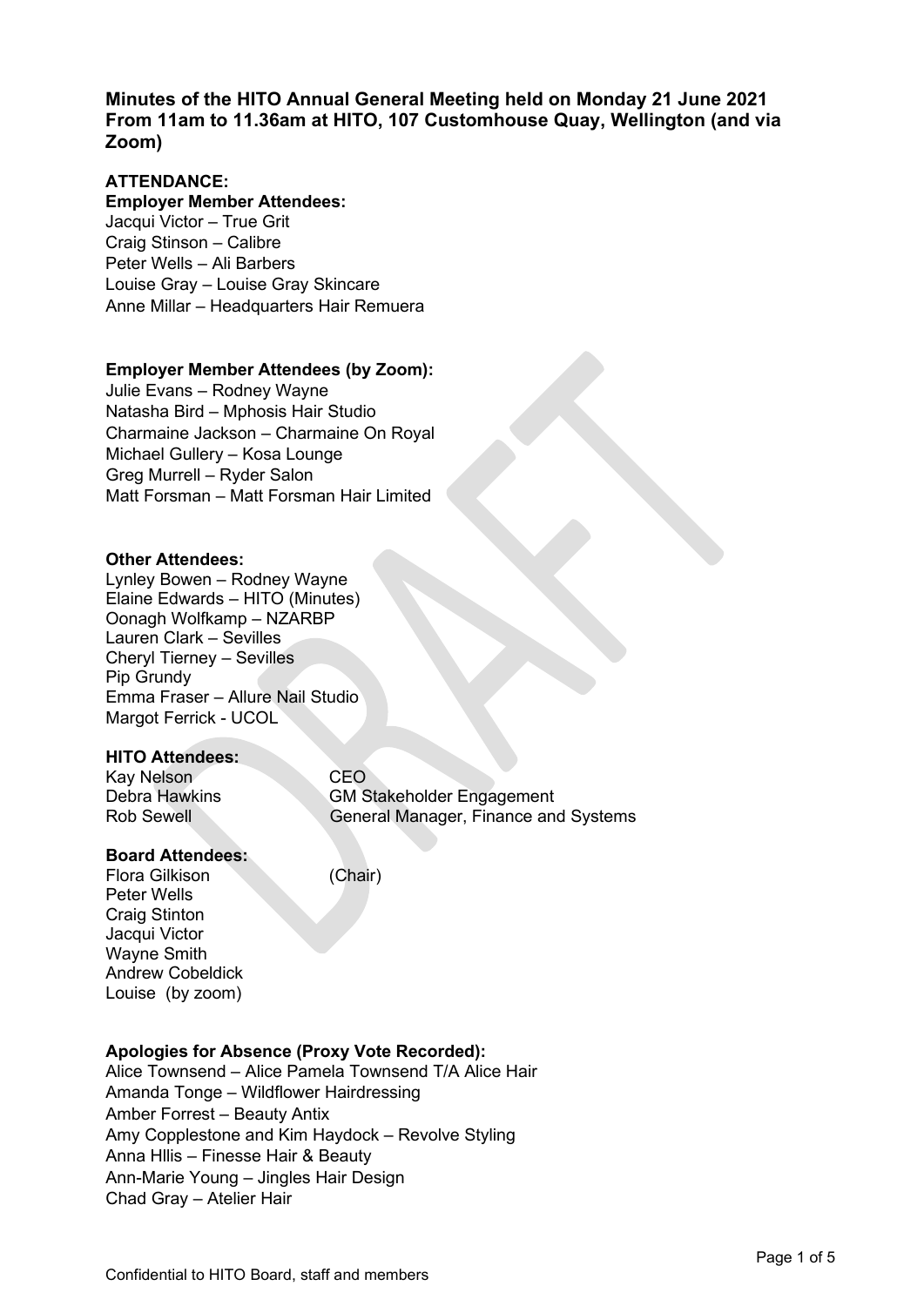# Minutes of the HITO Annual General Meeting held on Monday 21 June 2021 From 11am to 11.36am at HITO, 107 Customhouse Quay, Wellington (and via Zoom)

## ATTENDANCE:

**Employer Member Attendees:**

Jacqui Victor – True Grit
Craig Stinson – Calibre
Peter Wells – Ali Barbers
Louise Gray – Louise Gray Skincare
Anne Millar – Headquarters Hair Remuera

**Employer Member Attendees (by Zoom):**

Julie Evans – Rodney Wayne
Natasha Bird – Mphosis Hair Studio
Charmaine Jackson – Charmaine On Royal
Michael Gullery – Kosa Lounge
Greg Murrell – Ryder Salon
Matt Forsman – Matt Forsman Hair Limited

**Other Attendees:**

Lynley Bowen – Rodney Wayne
Elaine Edwards – HITO (Minutes)
Oonagh Wolfkamp – NZARBP
Lauren Clark – Sevilles
Cheryl Tierney – Sevilles
Pip Grundy
Emma Fraser – Allure Nail Studio
Margot Ferrick - UCOL

**HITO Attendees:**

| | |
|---|---|
| Kay Nelson | CEO |
| Debra Hawkins | GM Stakeholder Engagement |
| Rob Sewell | General Manager, Finance and Systems |

**Board Attendees:**

| | |
|---|---|
| Flora Gilkison | (Chair) |
| Peter Wells | |
| Craig Stinton | |
| Jacqui Victor | |
| Wayne Smith | |
| Andrew Cobeldick | |
| Louise (by zoom) | |

**Apologies for Absence (Proxy Vote Recorded):**

Alice Townsend – Alice Pamela Townsend T/A Alice Hair
Amanda Tonge – Wildflower Hairdressing
Amber Forrest – Beauty Antix
Amy Copplestone and Kim Haydock – Revolve Styling
Anna Hllis – Finesse Hair & Beauty
Ann-Marie Young – Jingles Hair Design
Chad Gray – Atelier Hair

Confidential to HITO Board, staff and members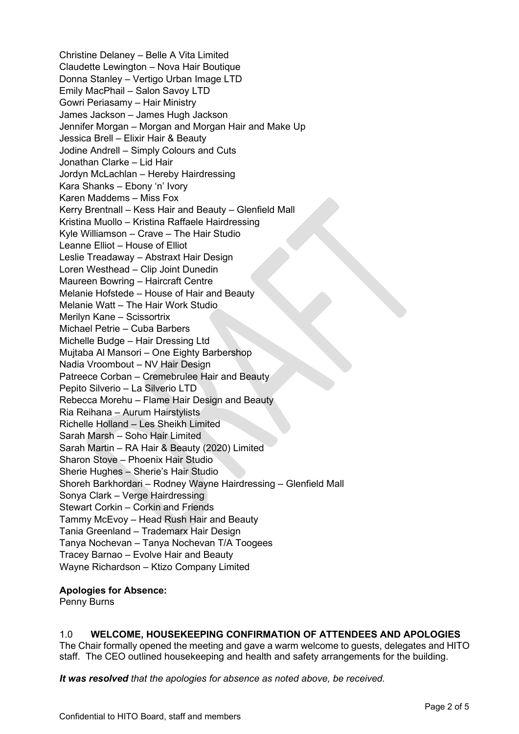Christine Delaney – Belle A Vita Limited
Claudette Lewington – Nova Hair Boutique
Donna Stanley – Vertigo Urban Image LTD
Emily MacPhail – Salon Savoy LTD
Gowri Periasamy – Hair Ministry
James Jackson – James Hugh Jackson
Jennifer Morgan – Morgan and Morgan Hair and Make Up
Jessica Brell – Elixir Hair & Beauty
Jodine Andrell – Simply Colours and Cuts
Jonathan Clarke – Lid Hair
Jordyn McLachlan – Hereby Hairdressing
Kara Shanks – Ebony 'n' Ivory
Karen Maddems – Miss Fox
Kerry Brentnall – Kess Hair and Beauty – Glenfield Mall
Kristina Muollo – Kristina Raffaele Hairdressing
Kyle Williamson – Crave – The Hair Studio
Leanne Elliot – House of Elliot
Leslie Treadaway – Abstraxt Hair Design
Loren Westhead – Clip Joint Dunedin
Maureen Bowring – Haircraft Centre
Melanie Hofstede – House of Hair and Beauty
Melanie Watt – The Hair Work Studio
Merilyn Kane – Scissortrix
Michael Petrie – Cuba Barbers
Michelle Budge – Hair Dressing Ltd
Mujtaba Al Mansori – One Eighty Barbershop
Nadia Vroombout – NV Hair Design
Patreece Corban – Cremebrulee Hair and Beauty
Pepito Silverio – La Silverio LTD
Rebecca Morehu – Flame Hair Design and Beauty
Ria Reihana – Aurum Hairstylists
Richelle Holland – Les Sheikh Limited
Sarah Marsh – Soho Hair Limited
Sarah Martin – RA Hair & Beauty (2020) Limited
Sharon Stove – Phoenix Hair Studio
Sherie Hughes – Sherie's Hair Studio
Shoreh Barkhordari – Rodney Wayne Hairdressing – Glenfield Mall
Sonya Clark – Verge Hairdressing
Stewart Corkin – Corkin and Friends
Tammy McEvoy – Head Rush Hair and Beauty
Tania Greenland – Trademarx Hair Design
Tanya Nochevan – Tanya Nochevan T/A Toogees
Tracey Barnao – Evolve Hair and Beauty
Wayne Richardson – Ktizo Company Limited

**Apologies for Absence:**
Penny Burns

## 1.0 WELCOME, HOUSEKEEPING CONFIRMATION OF ATTENDEES AND APOLOGIES

The Chair formally opened the meeting and gave a warm welcome to guests, delegates and HITO staff. The CEO outlined housekeeping and health and safety arrangements for the building.

***It was resolved** that the apologies for absence as noted above, be received.*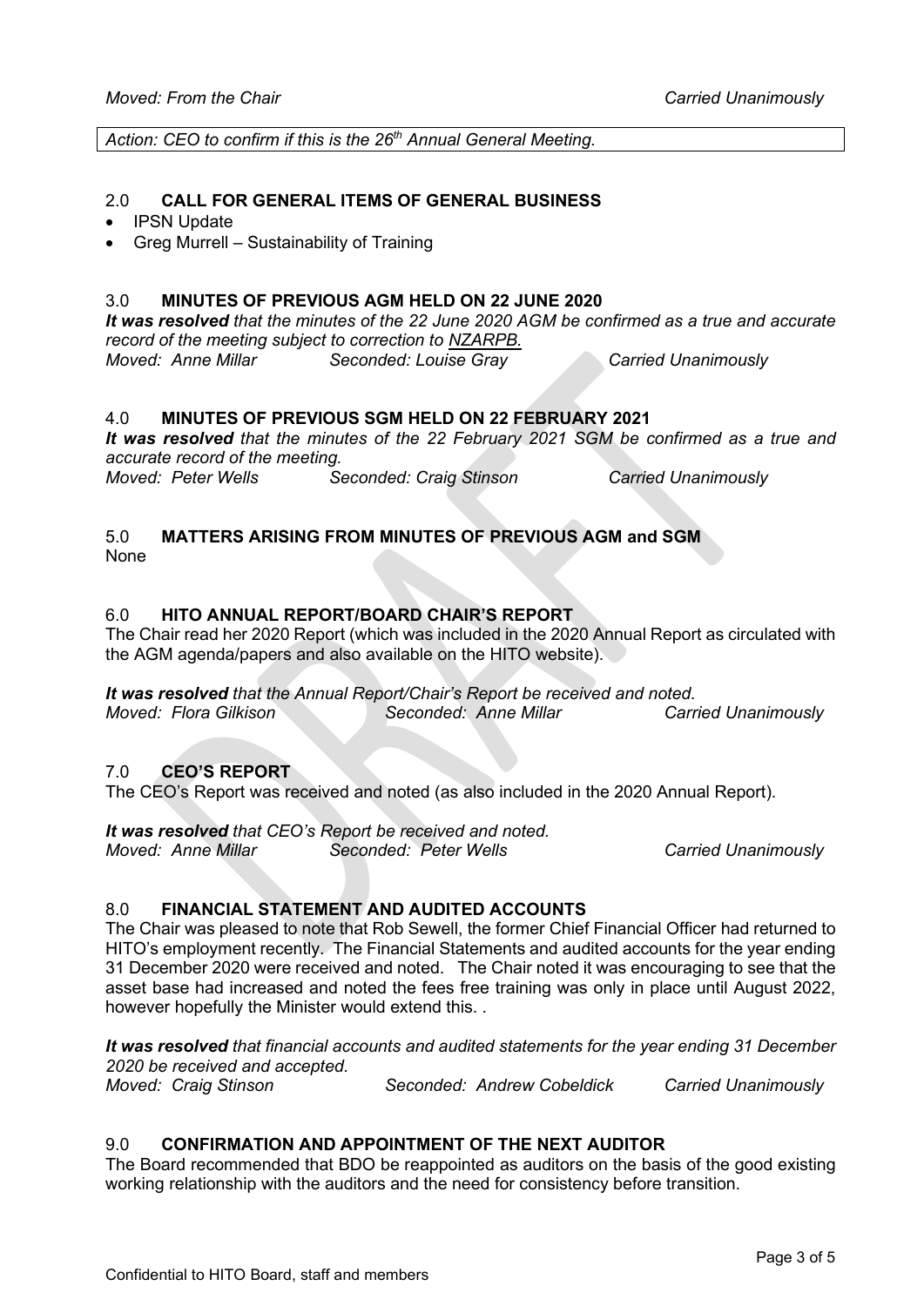*Moved: From the Chair* *Carried Unanimously*

*Action: CEO to confirm if this is the 26th Annual General Meeting.*

## 2.0 CALL FOR GENERAL ITEMS OF GENERAL BUSINESS

- IPSN Update
- Greg Murrell – Sustainability of Training

## 3.0 MINUTES OF PREVIOUS AGM HELD ON 22 JUNE 2020

***It was resolved*** *that the minutes of the 22 June 2020 AGM be confirmed as a true and accurate record of the meeting subject to correction to NZARPB.*
*Moved: Anne Millar* *Seconded: Louise Gray* *Carried Unanimously*

## 4.0 MINUTES OF PREVIOUS SGM HELD ON 22 FEBRUARY 2021

***It was resolved*** *that the minutes of the 22 February 2021 SGM be confirmed as a true and accurate record of the meeting.*
*Moved: Peter Wells* *Seconded: Craig Stinson* *Carried Unanimously*

## 5.0 MATTERS ARISING FROM MINUTES OF PREVIOUS AGM and SGM

None

## 6.0 HITO ANNUAL REPORT/BOARD CHAIR'S REPORT

The Chair read her 2020 Report (which was included in the 2020 Annual Report as circulated with the AGM agenda/papers and also available on the HITO website).

***It was resolved*** *that the Annual Report/Chair's Report be received and noted.*
*Moved: Flora Gilkison* *Seconded: Anne Millar* *Carried Unanimously*

## 7.0 CEO'S REPORT

The CEO's Report was received and noted (as also included in the 2020 Annual Report).

***It was resolved*** *that CEO's Report be received and noted.*
*Moved: Anne Millar* *Seconded: Peter Wells* *Carried Unanimously*

## 8.0 FINANCIAL STATEMENT AND AUDITED ACCOUNTS

The Chair was pleased to note that Rob Sewell, the former Chief Financial Officer had returned to HITO's employment recently. The Financial Statements and audited accounts for the year ending 31 December 2020 were received and noted. The Chair noted it was encouraging to see that the asset base had increased and noted the fees free training was only in place until August 2022, however hopefully the Minister would extend this. .

***It was resolved*** *that financial accounts and audited statements for the year ending 31 December 2020 be received and accepted.*
*Moved: Craig Stinson* *Seconded: Andrew Cobeldick* *Carried Unanimously*

## 9.0 CONFIRMATION AND APPOINTMENT OF THE NEXT AUDITOR

The Board recommended that BDO be reappointed as auditors on the basis of the good existing working relationship with the auditors and the need for consistency before transition.

Confidential to HITO Board, staff and members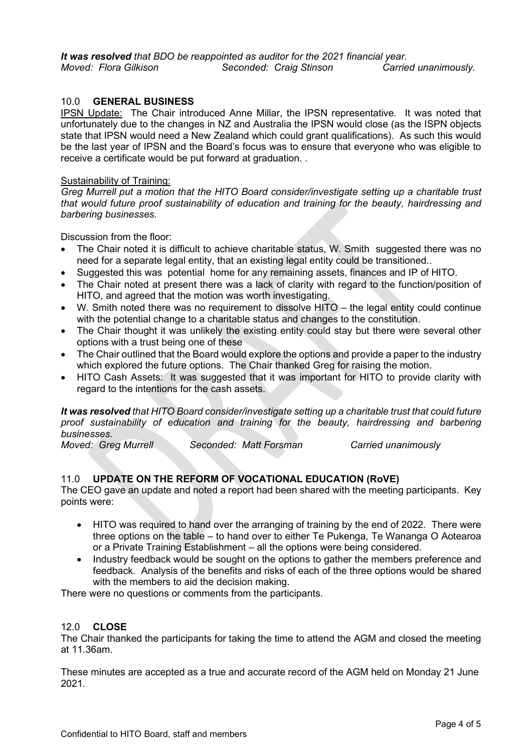***It was resolved** that BDO be reappointed as auditor for the 2021 financial year.*
*Moved: Flora Gilkison Seconded: Craig Stinson Carried unanimously.*

## 10.0 **GENERAL BUSINESS**

IPSN Update: The Chair introduced Anne Millar, the IPSN representative. It was noted that unfortunately due to the changes in NZ and Australia the IPSN would close (as the ISPN objects state that IPSN would need a New Zealand which could grant qualifications). As such this would be the last year of IPSN and the Board's focus was to ensure that everyone who was eligible to receive a certificate would be put forward at graduation. .

Sustainability of Training:

*Greg Murrell put a motion that the HITO Board consider/investigate setting up a charitable trust that would future proof sustainability of education and training for the beauty, hairdressing and barbering businesses.*

Discussion from the floor:

- The Chair noted it is difficult to achieve charitable status, W. Smith suggested there was no need for a separate legal entity, that an existing legal entity could be transitioned..
- Suggested this was potential home for any remaining assets, finances and IP of HITO.
- The Chair noted at present there was a lack of clarity with regard to the function/position of HITO, and agreed that the motion was worth investigating.
- W. Smith noted there was no requirement to dissolve HITO – the legal entity could continue with the potential change to a charitable status and changes to the constitution.
- The Chair thought it was unlikely the existing entity could stay but there were several other options with a trust being one of these
- The Chair outlined that the Board would explore the options and provide a paper to the industry which explored the future options. The Chair thanked Greg for raising the motion.
- HITO Cash Assets: It was suggested that it was important for HITO to provide clarity with regard to the intentions for the cash assets.

***It was resolved** that HITO Board consider/investigate setting up a charitable trust that could future proof sustainability of education and training for the beauty, hairdressing and barbering businesses.*
*Moved: Greg Murrell Seconded: Matt Forsman Carried unanimously*

## 11.0 **UPDATE ON THE REFORM OF VOCATIONAL EDUCATION (RoVE)**

The CEO gave an update and noted a report had been shared with the meeting participants. Key points were:

- HITO was required to hand over the arranging of training by the end of 2022. There were three options on the table – to hand over to either Te Pukenga, Te Wananga O Aotearoa or a Private Training Establishment – all the options were being considered.
- Industry feedback would be sought on the options to gather the members preference and feedback. Analysis of the benefits and risks of each of the three options would be shared with the members to aid the decision making.

There were no questions or comments from the participants.

## 12.0 **CLOSE**

The Chair thanked the participants for taking the time to attend the AGM and closed the meeting at 11.36am.

These minutes are accepted as a true and accurate record of the AGM held on Monday 21 June 2021.

Confidential to HITO Board, staff and members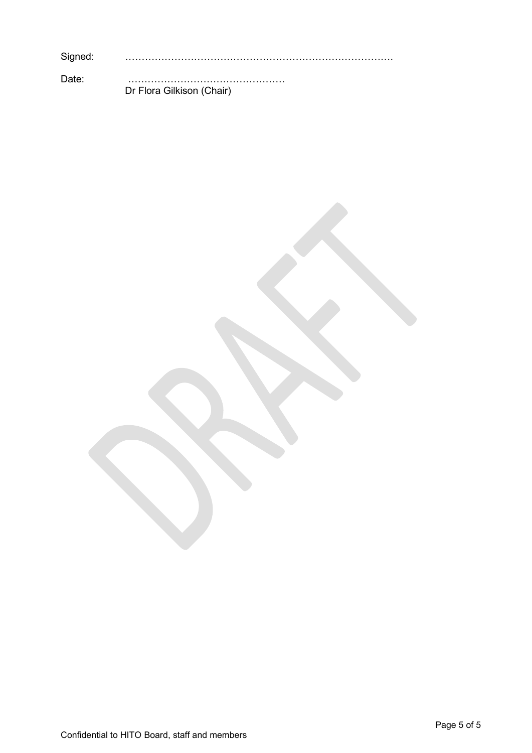Signed: ……………………………………………………………………….

Date: …………………………………………
Dr Flora Gilkison (Chair)

DRAFT

Confidential to HITO Board, staff and members